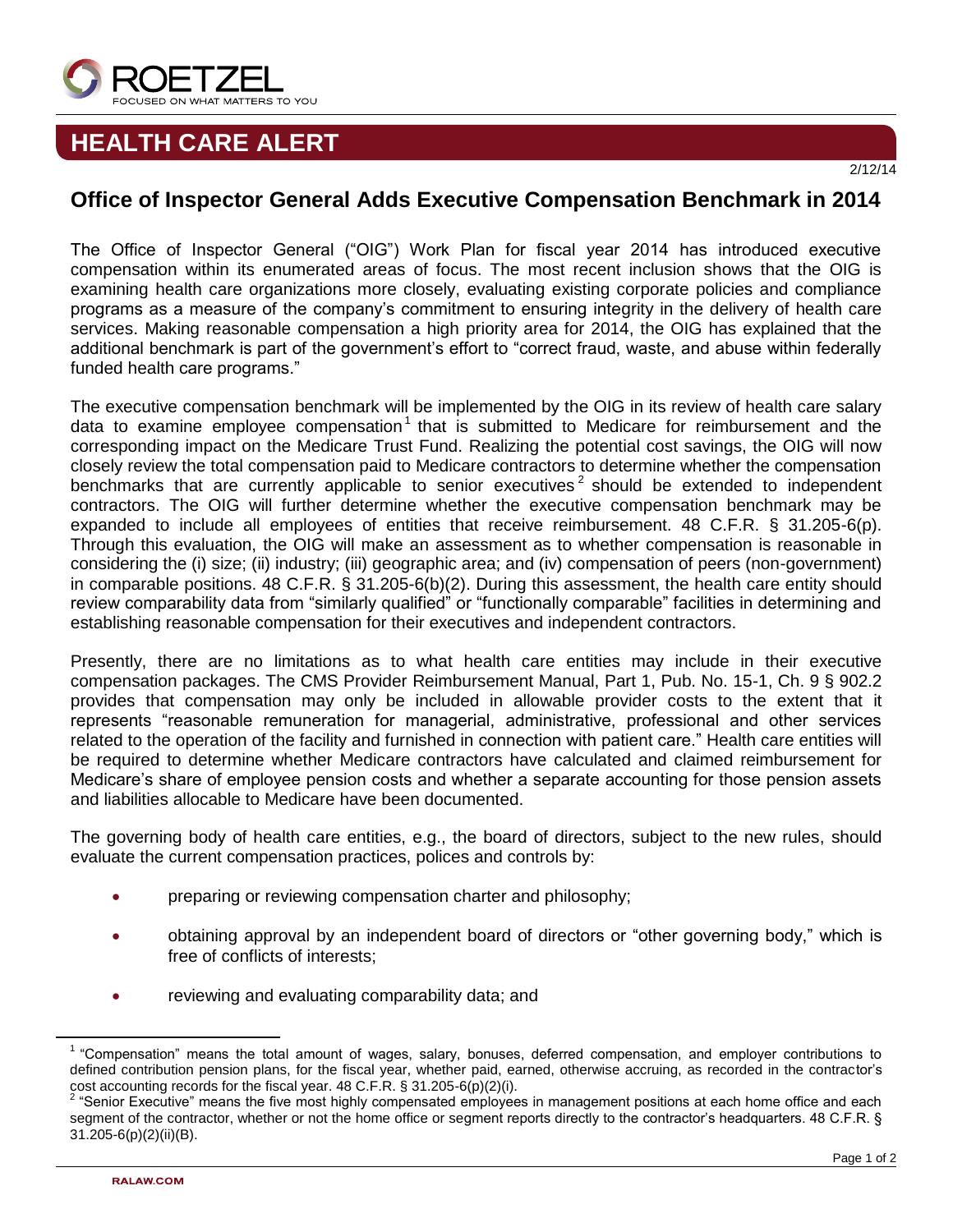# HEALTH CARE ALERT

2/12/14

## Office of Inspector General Adds Executive Compensation Benchmark in 2014

The Office of Inspector General ("OIG") Work Plan for fiscal year 2014 has introduced executive compensation within its enumerated areas of focus. The most recent inclusion shows that the OIG is examining health care organizations more closely, evaluating existing corporate policies and compliance programs as a measure of the company's commitment to ensuring integrity in the delivery of health care services. Making reasonable compensation a high priority area for 2014, the OIG has explained that the additional benchmark is part of the government's effort to "correct fraud, waste, and abuse within federally funded health care programs."

The executive compensation benchmark will be implemented by the OIG in its review of health care salary data to examine employee compensation[1] that is submitted to Medicare for reimbursement and the corresponding impact on the Medicare Trust Fund. Realizing the potential cost savings, the OIG will now closely review the total compensation paid to Medicare contractors to determine whether the compensation benchmarks that are currently applicable to senior executives[2] should be extended to independent contractors. The OIG will further determine whether the executive compensation benchmark may be expanded to include all employees of entities that receive reimbursement. 48 C.F.R. § 31.205-6(p). Through this evaluation, the OIG will make an assessment as to whether compensation is reasonable in considering the (i) size; (ii) industry; (iii) geographic area; and (iv) compensation of peers (non-government) in comparable positions. 48 C.F.R. § 31.205-6(b)(2). During this assessment, the health care entity should review comparability data from "similarly qualified" or "functionally comparable" facilities in determining and establishing reasonable compensation for their executives and independent contractors.

Presently, there are no limitations as to what health care entities may include in their executive compensation packages. The CMS Provider Reimbursement Manual, Part 1, Pub. No. 15-1, Ch. 9 § 902.2 provides that compensation may only be included in allowable provider costs to the extent that it represents "reasonable remuneration for managerial, administrative, professional and other services related to the operation of the facility and furnished in connection with patient care." Health care entities will be required to determine whether Medicare contractors have calculated and claimed reimbursement for Medicare's share of employee pension costs and whether a separate accounting for those pension assets and liabilities allocable to Medicare have been documented.

The governing body of health care entities, e.g., the board of directors, subject to the new rules, should evaluate the current compensation practices, polices and controls by:

- preparing or reviewing compensation charter and philosophy;
- obtaining approval by an independent board of directors or "other governing body," which is free of conflicts of interests;
- reviewing and evaluating comparability data; and

---

[1] "Compensation" means the total amount of wages, salary, bonuses, deferred compensation, and employer contributions to defined contribution pension plans, for the fiscal year, whether paid, earned, otherwise accruing, as recorded in the contractor's cost accounting records for the fiscal year. 48 C.F.R. § 31.205-6(p)(2)(i).

[2] "Senior Executive" means the five most highly compensated employees in management positions at each home office and each segment of the contractor, whether or not the home office or segment reports directly to the contractor's headquarters. 48 C.F.R. § 31.205-6(p)(2)(ii)(B).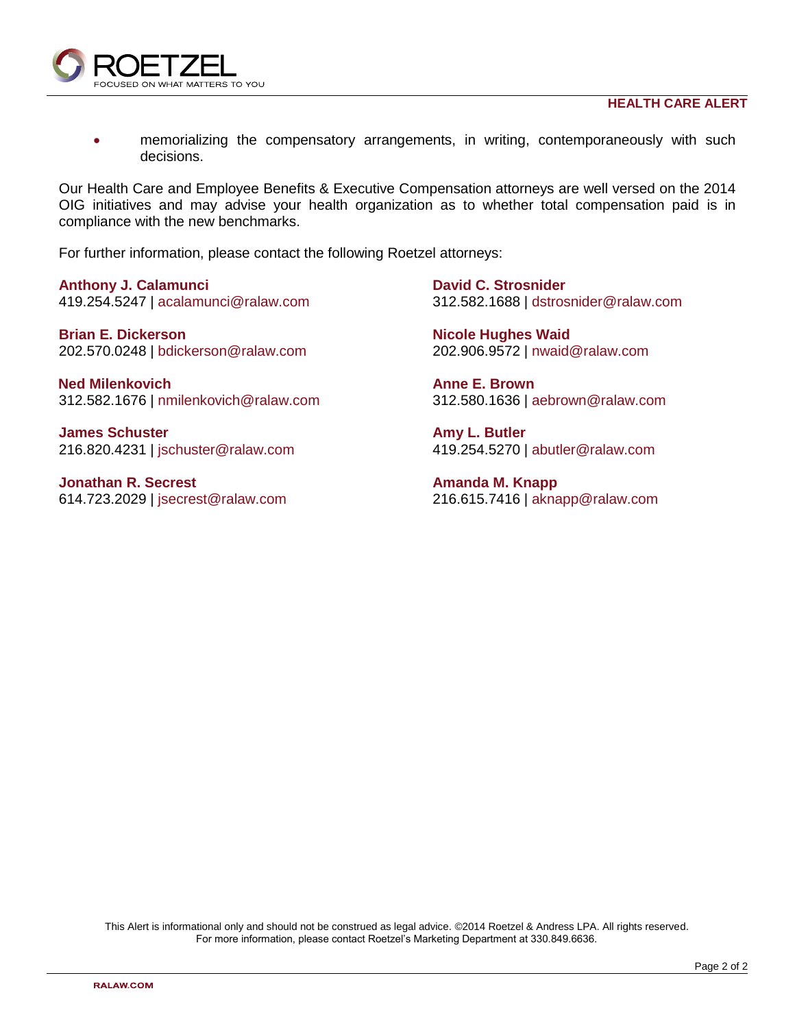- memorializing the compensatory arrangements, in writing, contemporaneously with such decisions.

Our Health Care and Employee Benefits & Executive Compensation attorneys are well versed on the 2014 OIG initiatives and may advise your health organization as to whether total compensation paid is in compliance with the new benchmarks.

For further information, please contact the following Roetzel attorneys:

**Anthony J. Calamunci**
419.254.5247 | acalamunci@ralaw.com

**Brian E. Dickerson**
202.570.0248 | bdickerson@ralaw.com

**Ned Milenkovich**
312.582.1676 | nmilenkovich@ralaw.com

**James Schuster**
216.820.4231 | jschuster@ralaw.com

**Jonathan R. Secrest**
614.723.2029 | jsecrest@ralaw.com

**David C. Strosnider**
312.582.1688 | dstrosnider@ralaw.com

**Nicole Hughes Waid**
202.906.9572 | nwaid@ralaw.com

**Anne E. Brown**
312.580.1636 | aebrown@ralaw.com

**Amy L. Butler**
419.254.5270 | abutler@ralaw.com

**Amanda M. Knapp**
216.615.7416 | aknapp@ralaw.com

This Alert is informational only and should not be construed as legal advice. ©2014 Roetzel & Andress LPA. All rights reserved.
For more information, please contact Roetzel's Marketing Department at 330.849.6636.